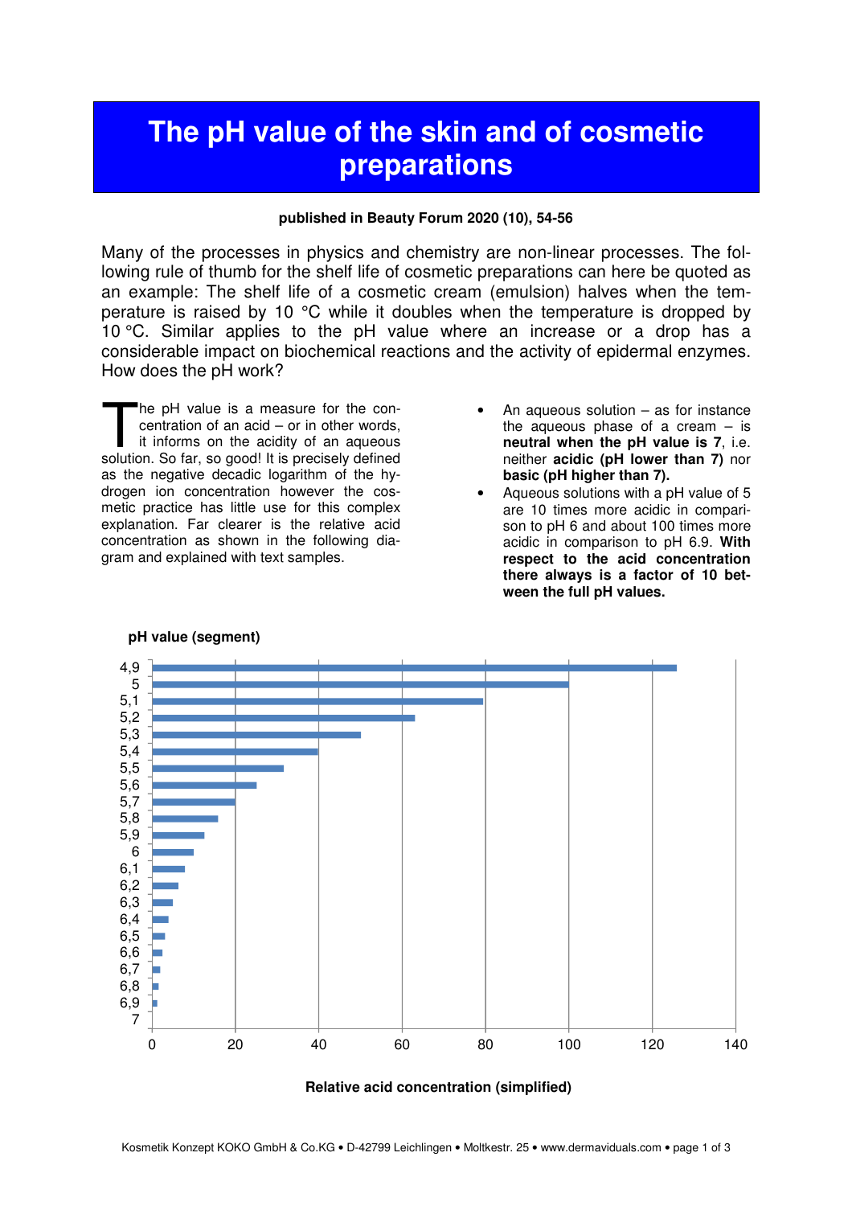# The pH value of the skin and of cosmetic preparations

**published in Beauty Forum 2020 (10), 54-56**

Many of the processes in physics and chemistry are non-linear processes. The following rule of thumb for the shelf life of cosmetic preparations can here be quoted as an example: The shelf life of a cosmetic cream (emulsion) halves when the temperature is raised by 10 °C while it doubles when the temperature is dropped by 10 °C. Similar applies to the pH value where an increase or a drop has a considerable impact on biochemical reactions and the activity of epidermal enzymes. How does the pH work?

The pH value is a measure for the concentration of an acid – or in other words, it informs on the acidity of an aqueous solution. So far, so good! It is precisely defined as the negative decadic logarithm of the hydrogen ion concentration however the cosmetic practice has little use for this complex explanation. Far clearer is the relative acid concentration as shown in the following diagram and explained with text samples.

- An aqueous solution – as for instance the aqueous phase of a cream – is **neutral when the pH value is 7**, i.e. neither **acidic (pH lower than 7)** nor **basic (pH higher than 7).**
- Aqueous solutions with a pH value of 5 are 10 times more acidic in comparison to pH 6 and about 100 times more acidic in comparison to pH 6.9. **With respect to the acid concentration there always is a factor of 10 between the full pH values.**

**pH value (segment)**

| pH value | Relative acid concentration (approx.) |
|---|---|
| 4,9 | 126 |
| 5 | 100 |
| 5,1 | 79 |
| 5,2 | 63 |
| 5,3 | 50 |
| 5,4 | 40 |
| 5,5 | 32 |
| 5,6 | 25 |
| 5,7 | 20 |
| 5,8 | 16 |
| 5,9 | 13 |
| 6 | 10 |
| 6,1 | 8 |
| 6,2 | 6 |
| 6,3 | 5 |
| 6,4 | 4 |
| 6,5 | 3 |
| 6,6 | 2.5 |
| 6,7 | 2 |
| 6,8 | 1.6 |
| 6,9 | 1.3 |
| 7 | 1 |

**Relative acid concentration (simplified)**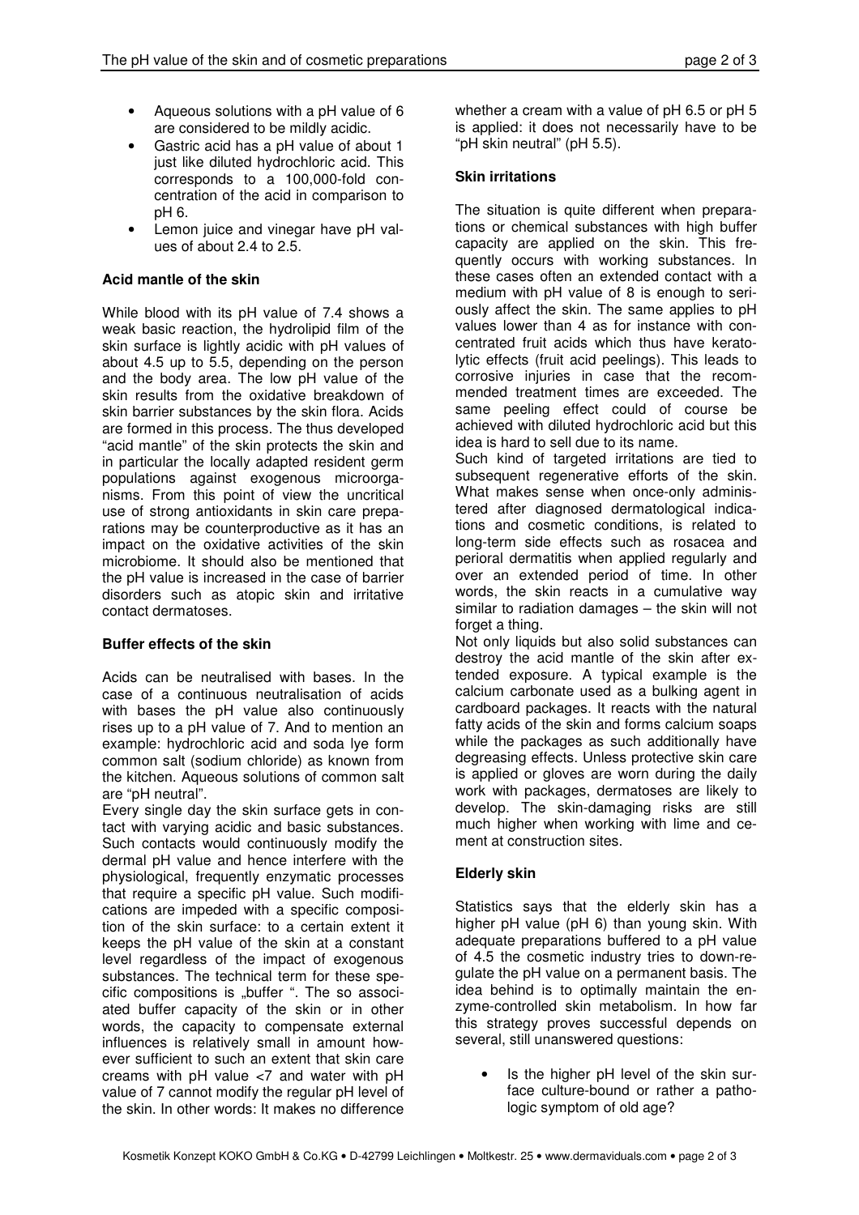- Aqueous solutions with a pH value of 6 are considered to be mildly acidic.
- Gastric acid has a pH value of about 1 just like diluted hydrochloric acid. This corresponds to a 100,000-fold concentration of the acid in comparison to pH 6.
- Lemon juice and vinegar have pH values of about 2.4 to 2.5.

**Acid mantle of the skin**

While blood with its pH value of 7.4 shows a weak basic reaction, the hydrolipid film of the skin surface is lightly acidic with pH values of about 4.5 up to 5.5, depending on the person and the body area. The low pH value of the skin results from the oxidative breakdown of skin barrier substances by the skin flora. Acids are formed in this process. The thus developed "acid mantle" of the skin protects the skin and in particular the locally adapted resident germ populations against exogenous microorganisms. From this point of view the uncritical use of strong antioxidants in skin care preparations may be counterproductive as it has an impact on the oxidative activities of the skin microbiome. It should also be mentioned that the pH value is increased in the case of barrier disorders such as atopic skin and irritative contact dermatoses.

**Buffer effects of the skin**

Acids can be neutralised with bases. In the case of a continuous neutralisation of acids with bases the pH value also continuously rises up to a pH value of 7. And to mention an example: hydrochloric acid and soda lye form common salt (sodium chloride) as known from the kitchen. Aqueous solutions of common salt are "pH neutral".

Every single day the skin surface gets in contact with varying acidic and basic substances. Such contacts would continuously modify the dermal pH value and hence interfere with the physiological, frequently enzymatic processes that require a specific pH value. Such modifications are impeded with a specific composition of the skin surface: to a certain extent it keeps the pH value of the skin at a constant level regardless of the impact of exogenous substances. The technical term for these specific compositions is „buffer ". The so associated buffer capacity of the skin or in other words, the capacity to compensate external influences is relatively small in amount however sufficient to such an extent that skin care creams with pH value <7 and water with pH value of 7 cannot modify the regular pH level of the skin. In other words: It makes no difference whether a cream with a value of pH 6.5 or pH 5 is applied: it does not necessarily have to be "pH skin neutral" (pH 5.5).

**Skin irritations**

The situation is quite different when preparations or chemical substances with high buffer capacity are applied on the skin. This frequently occurs with working substances. In these cases often an extended contact with a medium with pH value of 8 is enough to seriously affect the skin. The same applies to pH values lower than 4 as for instance with concentrated fruit acids which thus have keratolytic effects (fruit acid peelings). This leads to corrosive injuries in case that the recommended treatment times are exceeded. The same peeling effect could of course be achieved with diluted hydrochloric acid but this idea is hard to sell due to its name.

Such kind of targeted irritations are tied to subsequent regenerative efforts of the skin. What makes sense when once-only administered after diagnosed dermatological indications and cosmetic conditions, is related to long-term side effects such as rosacea and perioral dermatitis when applied regularly and over an extended period of time. In other words, the skin reacts in a cumulative way similar to radiation damages – the skin will not forget a thing.

Not only liquids but also solid substances can destroy the acid mantle of the skin after extended exposure. A typical example is the calcium carbonate used as a bulking agent in cardboard packages. It reacts with the natural fatty acids of the skin and forms calcium soaps while the packages as such additionally have degreasing effects. Unless protective skin care is applied or gloves are worn during the daily work with packages, dermatoses are likely to develop. The skin-damaging risks are still much higher when working with lime and cement at construction sites.

**Elderly skin**

Statistics says that the elderly skin has a higher pH value (pH 6) than young skin. With adequate preparations buffered to a pH value of 4.5 the cosmetic industry tries to down-regulate the pH value on a permanent basis. The idea behind is to optimally maintain the enzyme-controlled skin metabolism. In how far this strategy proves successful depends on several, still unanswered questions:

- Is the higher pH level of the skin surface culture-bound or rather a pathologic symptom of old age?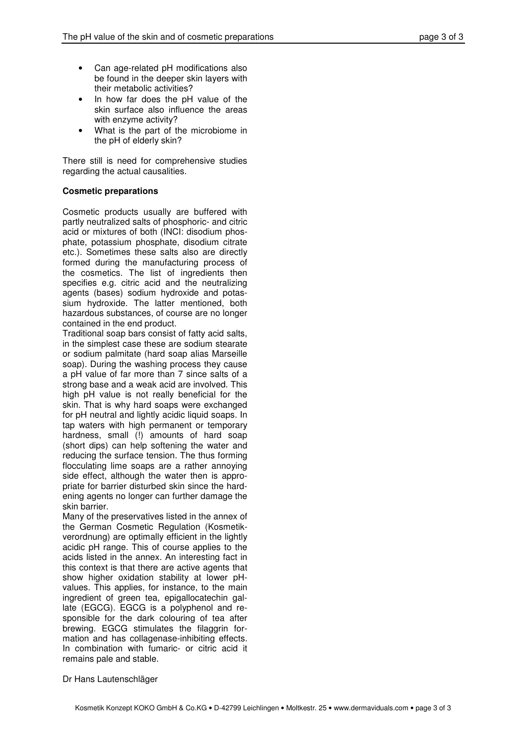- Can age-related pH modifications also be found in the deeper skin layers with their metabolic activities?
- In how far does the pH value of the skin surface also influence the areas with enzyme activity?
- What is the part of the microbiome in the pH of elderly skin?

There still is need for comprehensive studies regarding the actual causalities.

**Cosmetic preparations**

Cosmetic products usually are buffered with partly neutralized salts of phosphoric- and citric acid or mixtures of both (INCI: disodium phosphate, potassium phosphate, disodium citrate etc.). Sometimes these salts also are directly formed during the manufacturing process of the cosmetics. The list of ingredients then specifies e.g. citric acid and the neutralizing agents (bases) sodium hydroxide and potassium hydroxide. The latter mentioned, both hazardous substances, of course are no longer contained in the end product.

Traditional soap bars consist of fatty acid salts, in the simplest case these are sodium stearate or sodium palmitate (hard soap alias Marseille soap). During the washing process they cause a pH value of far more than 7 since salts of a strong base and a weak acid are involved. This high pH value is not really beneficial for the skin. That is why hard soaps were exchanged for pH neutral and lightly acidic liquid soaps. In tap waters with high permanent or temporary hardness, small (!) amounts of hard soap (short dips) can help softening the water and reducing the surface tension. The thus forming flocculating lime soaps are a rather annoying side effect, although the water then is appropriate for barrier disturbed skin since the hardening agents no longer can further damage the skin barrier.

Many of the preservatives listed in the annex of the German Cosmetic Regulation (Kosmetikverordnung) are optimally efficient in the lightly acidic pH range. This of course applies to the acids listed in the annex. An interesting fact in this context is that there are active agents that show higher oxidation stability at lower pH-values. This applies, for instance, to the main ingredient of green tea, epigallocatechin gallate (EGCG). EGCG is a polyphenol and responsible for the dark colouring of tea after brewing. EGCG stimulates the filaggrin formation and has collagenase-inhibiting effects. In combination with fumaric- or citric acid it remains pale and stable.

Dr Hans Lautenschläger